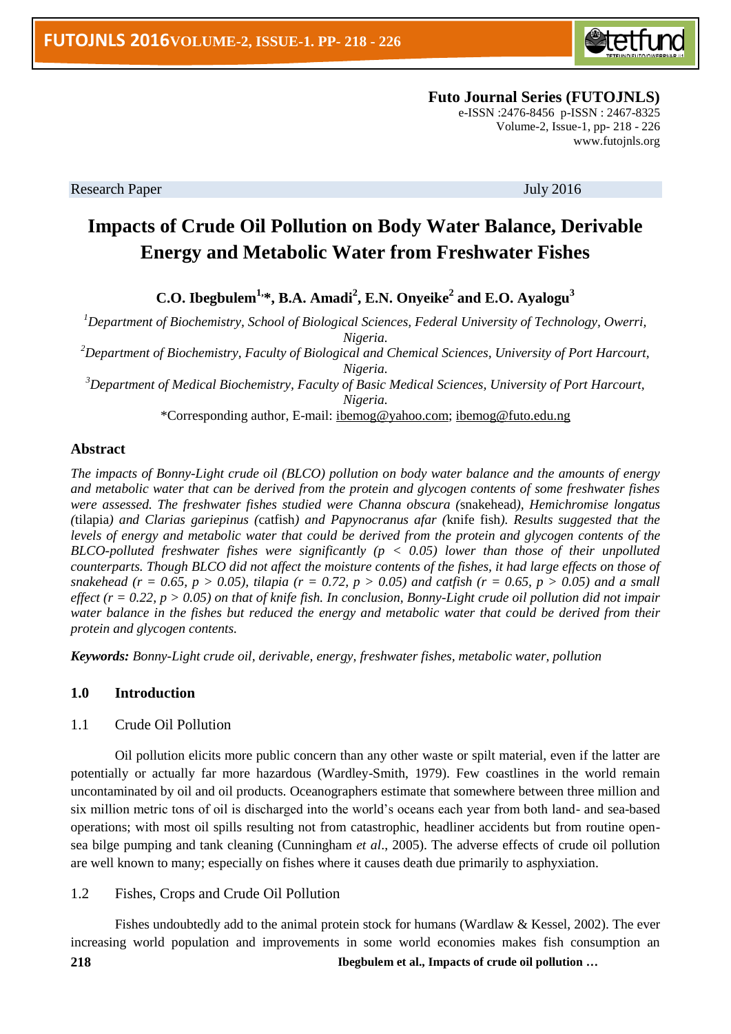Futo Journal Series (FUTOJNLS)
e-ISSN :2476-8456 p-ISSN : 2467-8325
Volume-2, Issue-1, pp- 218 - 226
www.futojnls.org

Research Paper July 2016

# Impacts of Crude Oil Pollution on Body Water Balance, Derivable Energy and Metabolic Water from Freshwater Fishes

**C.O. Ibegbulem[1,*], B.A. Amadi[2], E.N. Onyeike[2] and E.O. Ayalogu[3]**

[1]*Department of Biochemistry, School of Biological Sciences, Federal University of Technology, Owerri, Nigeria.*
[2]*Department of Biochemistry, Faculty of Biological and Chemical Sciences, University of Port Harcourt, Nigeria.*
[3]*Department of Medical Biochemistry, Faculty of Basic Medical Sciences, University of Port Harcourt, Nigeria.*

*Corresponding author, E-mail: ibemog@yahoo.com; ibemog@futo.edu.ng

## Abstract

*The impacts of Bonny-Light crude oil (BLCO) pollution on body water balance and the amounts of energy and metabolic water that can be derived from the protein and glycogen contents of some freshwater fishes were assessed. The freshwater fishes studied were Channa obscura (*snakehead*), Hemichromise longatus (*tilapia*) and Clarias gariepinus (*catfish*) and Papynocranus afar (*knife fish*). Results suggested that the levels of energy and metabolic water that could be derived from the protein and glycogen contents of the BLCO-polluted freshwater fishes were significantly ($p < 0.05$) lower than those of their unpolluted counterparts. Though BLCO did not affect the moisture contents of the fishes, it had large effects on those of snakehead ($r = 0.65$, $p > 0.05$), tilapia ($r = 0.72$, $p > 0.05$) and catfish ($r = 0.65$, $p > 0.05$) and a small effect ($r = 0.22$, $p > 0.05$) on that of knife fish. In conclusion, Bonny-Light crude oil pollution did not impair water balance in the fishes but reduced the energy and metabolic water that could be derived from their protein and glycogen contents.*

***Keywords:*** *Bonny-Light crude oil, derivable, energy, freshwater fishes, metabolic water, pollution*

## 1.0 Introduction

### 1.1 Crude Oil Pollution

Oil pollution elicits more public concern than any other waste or spilt material, even if the latter are potentially or actually far more hazardous (Wardley-Smith, 1979). Few coastlines in the world remain uncontaminated by oil and oil products. Oceanographers estimate that somewhere between three million and six million metric tons of oil is discharged into the world's oceans each year from both land- and sea-based operations; with most oil spills resulting not from catastrophic, headliner accidents but from routine open-sea bilge pumping and tank cleaning (Cunningham *et al*., 2005). The adverse effects of crude oil pollution are well known to many; especially on fishes where it causes death due primarily to asphyxiation.

### 1.2 Fishes, Crops and Crude Oil Pollution

Fishes undoubtedly add to the animal protein stock for humans (Wardlaw & Kessel, 2002). The ever increasing world population and improvements in some world economies makes fish consumption an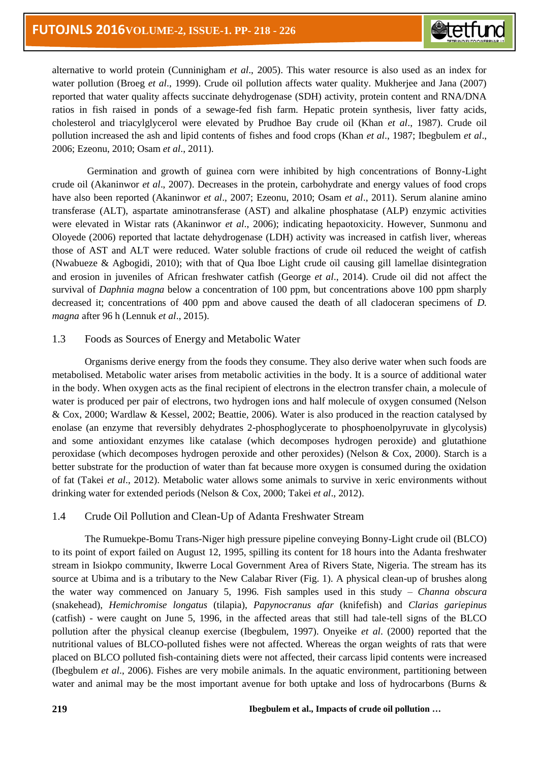alternative to world protein (Cunninigham *et al*., 2005). This water resource is also used as an index for water pollution (Broeg *et al*., 1999). Crude oil pollution affects water quality. Mukherjee and Jana (2007) reported that water quality affects succinate dehydrogenase (SDH) activity, protein content and RNA/DNA ratios in fish raised in ponds of a sewage-fed fish farm. Hepatic protein synthesis, liver fatty acids, cholesterol and triacylglycerol were elevated by Prudhoe Bay crude oil (Khan *et al*., 1987). Crude oil pollution increased the ash and lipid contents of fishes and food crops (Khan *et al*., 1987; Ibegbulem *et al*., 2006; Ezeonu, 2010; Osam *et al*., 2011).

Germination and growth of guinea corn were inhibited by high concentrations of Bonny-Light crude oil (Akaninwor *et al*., 2007). Decreases in the protein, carbohydrate and energy values of food crops have also been reported (Akaninwor *et al*., 2007; Ezeonu, 2010; Osam *et al*., 2011). Serum alanine amino transferase (ALT), aspartate aminotransferase (AST) and alkaline phosphatase (ALP) enzymic activities were elevated in Wistar rats (Akaninwor *et al*., 2006); indicating hepaotoxicity. However, Sunmonu and Oloyede (2006) reported that lactate dehydrogenase (LDH) activity was increased in catfish liver, whereas those of AST and ALT were reduced. Water soluble fractions of crude oil reduced the weight of catfish (Nwabueze & Agbogidi, 2010); with that of Qua Iboe Light crude oil causing gill lamellae disintegration and erosion in juveniles of African freshwater catfish (George *et al*., 2014). Crude oil did not affect the survival of *Daphnia magna* below a concentration of 100 ppm, but concentrations above 100 ppm sharply decreased it; concentrations of 400 ppm and above caused the death of all cladoceran specimens of *D. magna* after 96 h (Lennuk *et al*., 2015).

## 1.3 Foods as Sources of Energy and Metabolic Water

Organisms derive energy from the foods they consume. They also derive water when such foods are metabolised. Metabolic water arises from metabolic activities in the body. It is a source of additional water in the body. When oxygen acts as the final recipient of electrons in the electron transfer chain, a molecule of water is produced per pair of electrons, two hydrogen ions and half molecule of oxygen consumed (Nelson & Cox, 2000; Wardlaw & Kessel, 2002; Beattie, 2006). Water is also produced in the reaction catalysed by enolase (an enzyme that reversibly dehydrates 2-phosphoglycerate to phosphoenolpyruvate in glycolysis) and some antioxidant enzymes like catalase (which decomposes hydrogen peroxide) and glutathione peroxidase (which decomposes hydrogen peroxide and other peroxides) (Nelson & Cox, 2000). Starch is a better substrate for the production of water than fat because more oxygen is consumed during the oxidation of fat (Takei *et al*., 2012). Metabolic water allows some animals to survive in xeric environments without drinking water for extended periods (Nelson & Cox, 2000; Takei *et al*., 2012).

## 1.4 Crude Oil Pollution and Clean-Up of Adanta Freshwater Stream

The Rumuekpe-Bomu Trans-Niger high pressure pipeline conveying Bonny-Light crude oil (BLCO) to its point of export failed on August 12, 1995, spilling its content for 18 hours into the Adanta freshwater stream in Isiokpo community, Ikwerre Local Government Area of Rivers State, Nigeria. The stream has its source at Ubima and is a tributary to the New Calabar River (Fig. 1). A physical clean-up of brushes along the water way commenced on January 5, 1996. Fish samples used in this study – *Channa obscura* (snakehead), *Hemichromise longatus* (tilapia), *Papynocranus afar* (knifefish) and *Clarias gariepinus* (catfish) - were caught on June 5, 1996, in the affected areas that still had tale-tell signs of the BLCO pollution after the physical cleanup exercise (Ibegbulem, 1997). Onyeike *et al*. (2000) reported that the nutritional values of BLCO-polluted fishes were not affected. Whereas the organ weights of rats that were placed on BLCO polluted fish-containing diets were not affected, their carcass lipid contents were increased (Ibegbulem *et al*., 2006). Fishes are very mobile animals. In the aquatic environment, partitioning between water and animal may be the most important avenue for both uptake and loss of hydrocarbons (Burns &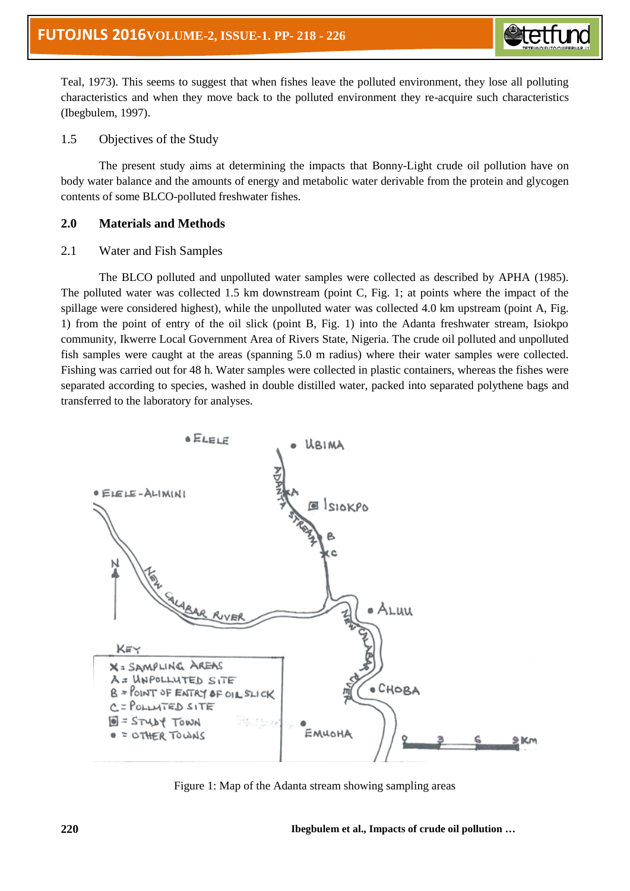Teal, 1973). This seems to suggest that when fishes leave the polluted environment, they lose all polluting characteristics and when they move back to the polluted environment they re-acquire such characteristics (Ibegbulem, 1997).

### 1.5 Objectives of the Study

The present study aims at determining the impacts that Bonny-Light crude oil pollution have on body water balance and the amounts of energy and metabolic water derivable from the protein and glycogen contents of some BLCO-polluted freshwater fishes.

## 2.0 Materials and Methods

### 2.1 Water and Fish Samples

The BLCO polluted and unpolluted water samples were collected as described by APHA (1985). The polluted water was collected 1.5 km downstream (point C, Fig. 1; at points where the impact of the spillage were considered highest), while the unpolluted water was collected 4.0 km upstream (point A, Fig. 1) from the point of entry of the oil slick (point B, Fig. 1) into the Adanta freshwater stream, Isiokpo community, Ikwerre Local Government Area of Rivers State, Nigeria. The crude oil polluted and unpolluted fish samples were caught at the areas (spanning 5.0 m radius) where their water samples were collected. Fishing was carried out for 48 h. Water samples were collected in plastic containers, whereas the fishes were separated according to species, washed in double distilled water, packed into separated polythene bags and transferred to the laboratory for analyses.

Figure 1: Map of the Adanta stream showing sampling areas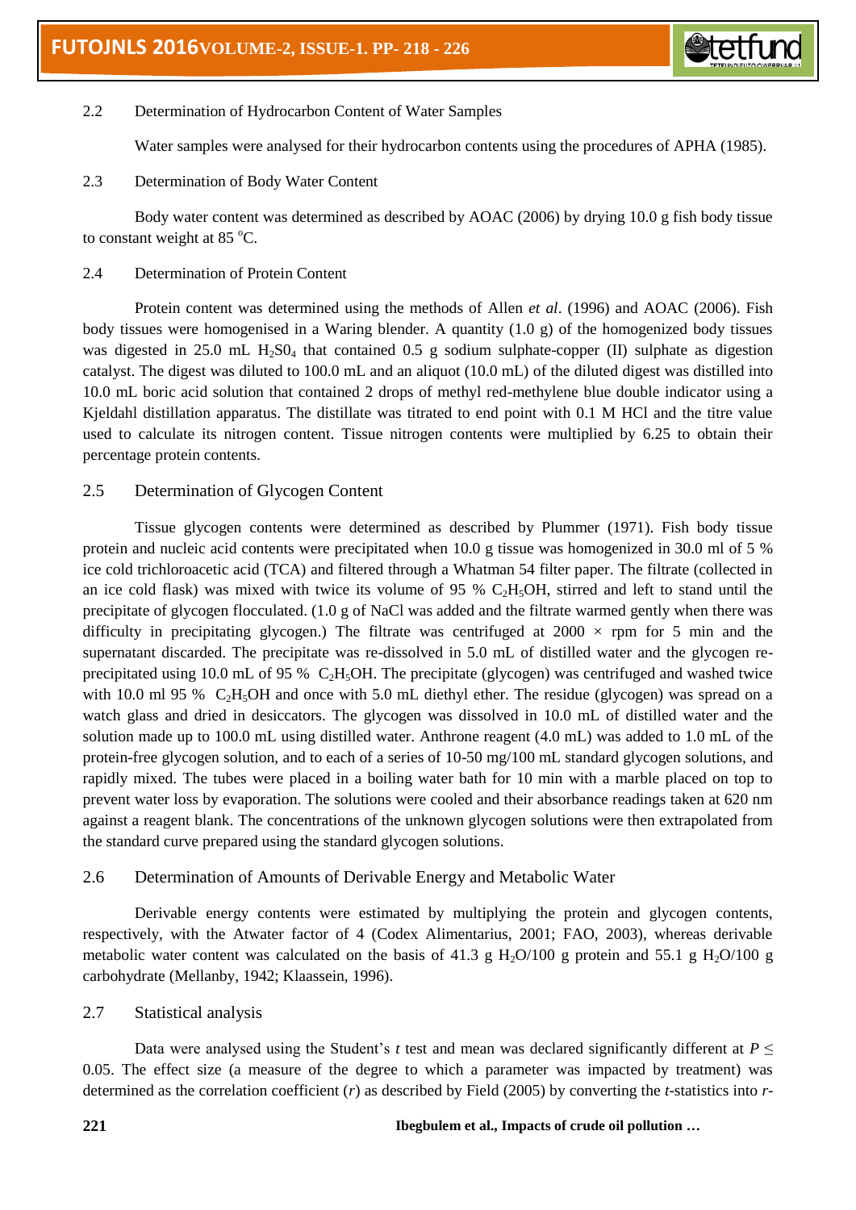### 2.2 Determination of Hydrocarbon Content of Water Samples

Water samples were analysed for their hydrocarbon contents using the procedures of APHA (1985).

### 2.3 Determination of Body Water Content

Body water content was determined as described by AOAC (2006) by drying 10.0 g fish body tissue to constant weight at 85 °C.

### 2.4 Determination of Protein Content

Protein content was determined using the methods of Allen *et al*. (1996) and AOAC (2006). Fish body tissues were homogenised in a Waring blender. A quantity (1.0 g) of the homogenized body tissues was digested in 25.0 mL $H_2S0_4$ that contained 0.5 g sodium sulphate-copper (II) sulphate as digestion catalyst. The digest was diluted to 100.0 mL and an aliquot (10.0 mL) of the diluted digest was distilled into 10.0 mL boric acid solution that contained 2 drops of methyl red-methylene blue double indicator using a Kjeldahl distillation apparatus. The distillate was titrated to end point with 0.1 M HCl and the titre value used to calculate its nitrogen content. Tissue nitrogen contents were multiplied by 6.25 to obtain their percentage protein contents.

### 2.5 Determination of Glycogen Content

Tissue glycogen contents were determined as described by Plummer (1971). Fish body tissue protein and nucleic acid contents were precipitated when 10.0 g tissue was homogenized in 30.0 ml of 5 % ice cold trichloroacetic acid (TCA) and filtered through a Whatman 54 filter paper. The filtrate (collected in an ice cold flask) was mixed with twice its volume of 95 % $C_2H_5OH$, stirred and left to stand until the precipitate of glycogen flocculated. (1.0 g of NaCl was added and the filtrate warmed gently when there was difficulty in precipitating glycogen.) The filtrate was centrifuged at 2000 × rpm for 5 min and the supernatant discarded. The precipitate was re-dissolved in 5.0 mL of distilled water and the glycogen re-precipitated using 10.0 mL of 95 % $C_2H_5OH$. The precipitate (glycogen) was centrifuged and washed twice with 10.0 ml 95 % $C_2H_5OH$ and once with 5.0 mL diethyl ether. The residue (glycogen) was spread on a watch glass and dried in desiccators. The glycogen was dissolved in 10.0 mL of distilled water and the solution made up to 100.0 mL using distilled water. Anthrone reagent (4.0 mL) was added to 1.0 mL of the protein-free glycogen solution, and to each of a series of 10-50 mg/100 mL standard glycogen solutions, and rapidly mixed. The tubes were placed in a boiling water bath for 10 min with a marble placed on top to prevent water loss by evaporation. The solutions were cooled and their absorbance readings taken at 620 nm against a reagent blank. The concentrations of the unknown glycogen solutions were then extrapolated from the standard curve prepared using the standard glycogen solutions.

### 2.6 Determination of Amounts of Derivable Energy and Metabolic Water

Derivable energy contents were estimated by multiplying the protein and glycogen contents, respectively, with the Atwater factor of 4 (Codex Alimentarius, 2001; FAO, 2003), whereas derivable metabolic water content was calculated on the basis of 41.3 g $H_2O$/100 g protein and 55.1 g $H_2O$/100 g carbohydrate (Mellanby, 1942; Klaassein, 1996).

### 2.7 Statistical analysis

Data were analysed using the Student's *t* test and mean was declared significantly different at $P \leq 0.05$. The effect size (a measure of the degree to which a parameter was impacted by treatment) was determined as the correlation coefficient (*r*) as described by Field (2005) by converting the *t*-statistics into *r*-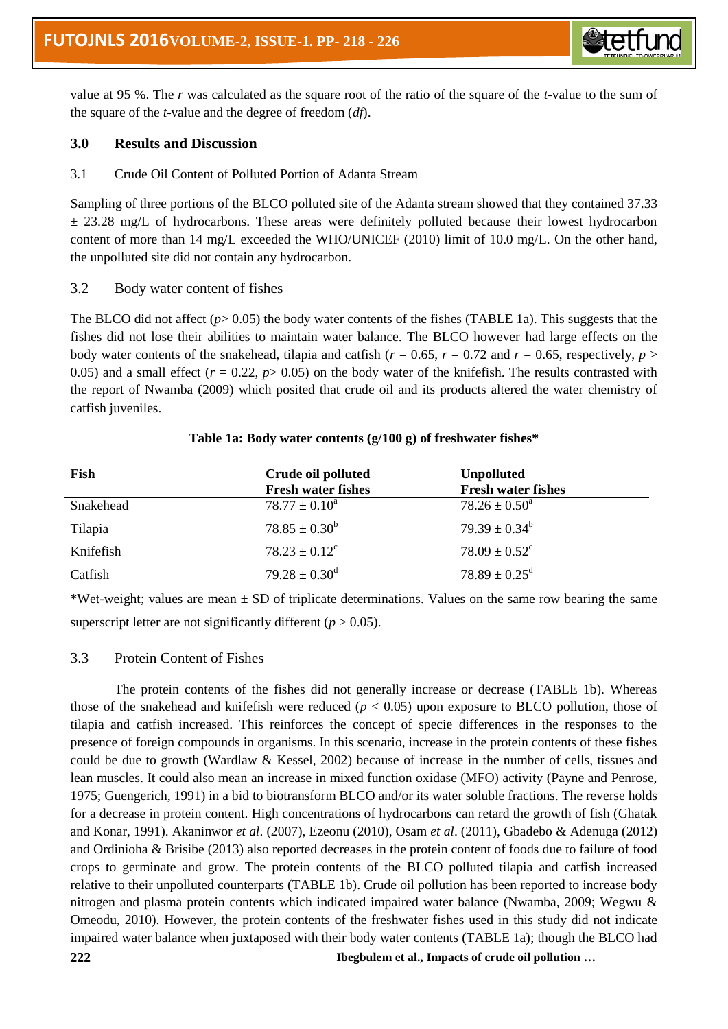value at 95 %. The *r* was calculated as the square root of the ratio of the square of the *t*-value to the sum of the square of the *t*-value and the degree of freedom (*df*).

## 3.0 Results and Discussion

### 3.1 Crude Oil Content of Polluted Portion of Adanta Stream

Sampling of three portions of the BLCO polluted site of the Adanta stream showed that they contained 37.33 ± 23.28 mg/L of hydrocarbons. These areas were definitely polluted because their lowest hydrocarbon content of more than 14 mg/L exceeded the WHO/UNICEF (2010) limit of 10.0 mg/L. On the other hand, the unpolluted site did not contain any hydrocarbon.

### 3.2 Body water content of fishes

The BLCO did not affect ($p > 0.05$) the body water contents of the fishes (TABLE 1a). This suggests that the fishes did not lose their abilities to maintain water balance. The BLCO however had large effects on the body water contents of the snakehead, tilapia and catfish ($r = 0.65$, $r = 0.72$ and $r = 0.65$, respectively, $p > 0.05$) and a small effect ($r = 0.22$, $p > 0.05$) on the body water of the knifefish. The results contrasted with the report of Nwamba (2009) which posited that crude oil and its products altered the water chemistry of catfish juveniles.

**Table 1a: Body water contents (g/100 g) of freshwater fishes***

| Fish | Crude oil polluted Fresh water fishes | Unpolluted Fresh water fishes |
|---|---|---|
| Snakehead | $78.77 \pm 0.10^a$ | $78.26 \pm 0.50^a$ |
| Tilapia | $78.85 \pm 0.30^b$ | $79.39 \pm 0.34^b$ |
| Knifefish | $78.23 \pm 0.12^c$ | $78.09 \pm 0.52^c$ |
| Catfish | $79.28 \pm 0.30^d$ | $78.89 \pm 0.25^d$ |

*Wet-weight; values are mean ± SD of triplicate determinations. Values on the same row bearing the same superscript letter are not significantly different ($p > 0.05$).

### 3.3 Protein Content of Fishes

The protein contents of the fishes did not generally increase or decrease (TABLE 1b). Whereas those of the snakehead and knifefish were reduced ($p < 0.05$) upon exposure to BLCO pollution, those of tilapia and catfish increased. This reinforces the concept of specie differences in the responses to the presence of foreign compounds in organisms. In this scenario, increase in the protein contents of these fishes could be due to growth (Wardlaw & Kessel, 2002) because of increase in the number of cells, tissues and lean muscles. It could also mean an increase in mixed function oxidase (MFO) activity (Payne and Penrose, 1975; Guengerich, 1991) in a bid to biotransform BLCO and/or its water soluble fractions. The reverse holds for a decrease in protein content. High concentrations of hydrocarbons can retard the growth of fish (Ghatak and Konar, 1991). Akaninwor *et al*. (2007), Ezeonu (2010), Osam *et al*. (2011), Gbadebo & Adenuga (2012) and Ordinioha & Brisibe (2013) also reported decreases in the protein content of foods due to failure of food crops to germinate and grow. The protein contents of the BLCO polluted tilapia and catfish increased relative to their unpolluted counterparts (TABLE 1b). Crude oil pollution has been reported to increase body nitrogen and plasma protein contents which indicated impaired water balance (Nwamba, 2009; Wegwu & Omeodu, 2010). However, the protein contents of the freshwater fishes used in this study did not indicate impaired water balance when juxtaposed with their body water contents (TABLE 1a); though the BLCO had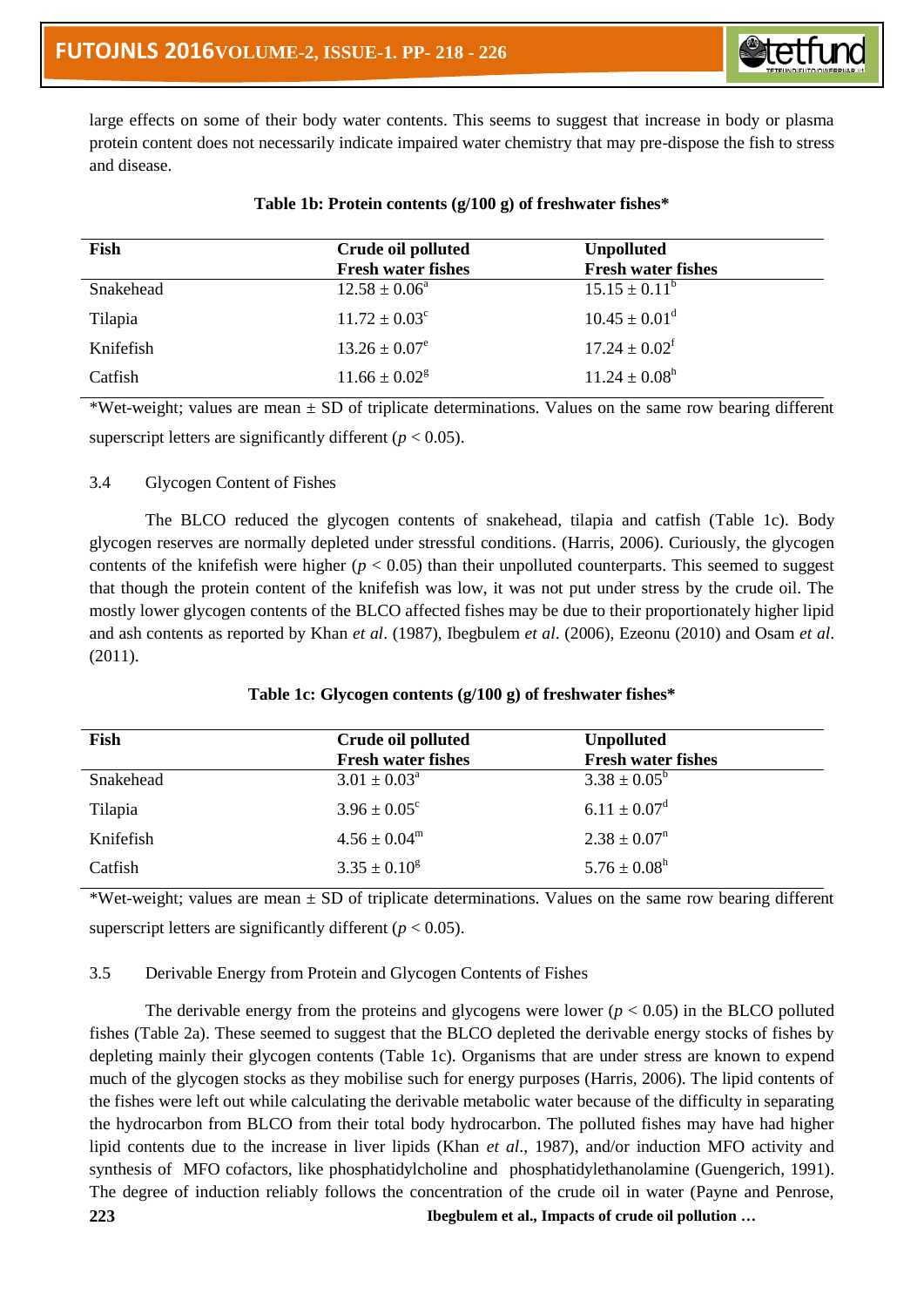large effects on some of their body water contents. This seems to suggest that increase in body or plasma protein content does not necessarily indicate impaired water chemistry that may pre-dispose the fish to stress and disease.

**Table 1b: Protein contents (g/100 g) of freshwater fishes***

| Fish | Crude oil polluted Fresh water fishes | Unpolluted Fresh water fishes |
|---|---|---|
| Snakehead | $12.58 \pm 0.06^a$ | $15.15 \pm 0.11^b$ |
| Tilapia | $11.72 \pm 0.03^c$ | $10.45 \pm 0.01^d$ |
| Knifefish | $13.26 \pm 0.07^e$ | $17.24 \pm 0.02^f$ |
| Catfish | $11.66 \pm 0.02^g$ | $11.24 \pm 0.08^h$ |

*Wet-weight; values are mean ± SD of triplicate determinations. Values on the same row bearing different superscript letters are significantly different ($p < 0.05$).

3.4 Glycogen Content of Fishes

The BLCO reduced the glycogen contents of snakehead, tilapia and catfish (Table 1c). Body glycogen reserves are normally depleted under stressful conditions. (Harris, 2006). Curiously, the glycogen contents of the knifefish were higher ($p < 0.05$) than their unpolluted counterparts. This seemed to suggest that though the protein content of the knifefish was low, it was not put under stress by the crude oil. The mostly lower glycogen contents of the BLCO affected fishes may be due to their proportionately higher lipid and ash contents as reported by Khan *et al*. (1987), Ibegbulem *et al*. (2006), Ezeonu (2010) and Osam *et al*. (2011).

**Table 1c: Glycogen contents (g/100 g) of freshwater fishes***

| Fish | Crude oil polluted Fresh water fishes | Unpolluted Fresh water fishes |
|---|---|---|
| Snakehead | $3.01 \pm 0.03^a$ | $3.38 \pm 0.05^b$ |
| Tilapia | $3.96 \pm 0.05^c$ | $6.11 \pm 0.07^d$ |
| Knifefish | $4.56 \pm 0.04^m$ | $2.38 \pm 0.07^n$ |
| Catfish | $3.35 \pm 0.10^g$ | $5.76 \pm 0.08^h$ |

*Wet-weight; values are mean ± SD of triplicate determinations. Values on the same row bearing different superscript letters are significantly different ($p < 0.05$).

3.5 Derivable Energy from Protein and Glycogen Contents of Fishes

The derivable energy from the proteins and glycogens were lower ($p < 0.05$) in the BLCO polluted fishes (Table 2a). These seemed to suggest that the BLCO depleted the derivable energy stocks of fishes by depleting mainly their glycogen contents (Table 1c). Organisms that are under stress are known to expend much of the glycogen stocks as they mobilise such for energy purposes (Harris, 2006). The lipid contents of the fishes were left out while calculating the derivable metabolic water because of the difficulty in separating the hydrocarbon from BLCO from their total body hydrocarbon. The polluted fishes may have had higher lipid contents due to the increase in liver lipids (Khan *et al*., 1987), and/or induction MFO activity and synthesis of MFO cofactors, like phosphatidylcholine and phosphatidylethanolamine (Guengerich, 1991). The degree of induction reliably follows the concentration of the crude oil in water (Payne and Penrose,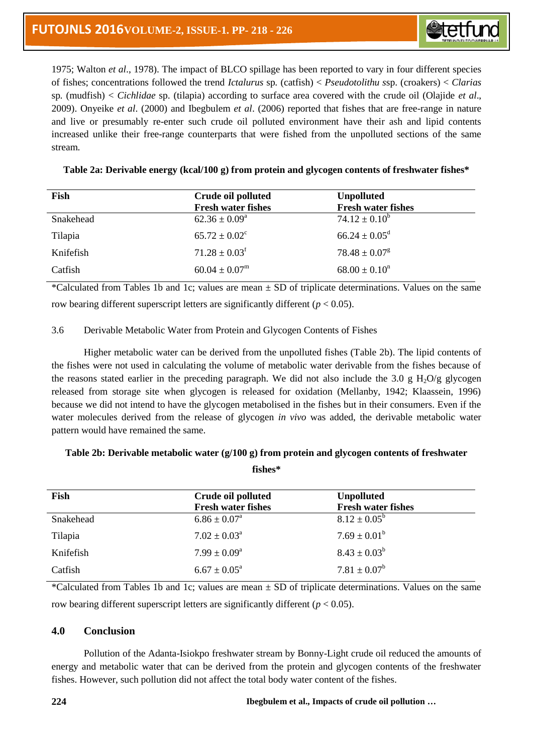1975; Walton *et al*., 1978). The impact of BLCO spillage has been reported to vary in four different species of fishes; concentrations followed the trend *Ictalurus* sp. (catfish) < *Pseudotolithu s*sp. (croakers) < *Clarias* sp. (mudfish) < *Cichlidae* sp. (tilapia) according to surface area covered with the crude oil (Olajide *et al*., 2009). Onyeike *et al*. (2000) and Ibegbulem *et al*. (2006) reported that fishes that are free-range in nature and live or presumably re-enter such crude oil polluted environment have their ash and lipid contents increased unlike their free-range counterparts that were fished from the unpolluted sections of the same stream.

**Table 2a: Derivable energy (kcal/100 g) from protein and glycogen contents of freshwater fishes***

| Fish | Crude oil polluted Fresh water fishes | Unpolluted Fresh water fishes |
|---|---|---|
| Snakehead | $62.36 \pm 0.09^{a}$ | $74.12 \pm 0.10^{b}$ |
| Tilapia | $65.72 \pm 0.02^{c}$ | $66.24 \pm 0.05^{d}$ |
| Knifefish | $71.28 \pm 0.03^{f}$ | $78.48 \pm 0.07^{g}$ |
| Catfish | $60.04 \pm 0.07^{m}$ | $68.00 \pm 0.10^{n}$ |

*Calculated from Tables 1b and 1c; values are mean ± SD of triplicate determinations. Values on the same row bearing different superscript letters are significantly different ($p < 0.05$).

3.6 Derivable Metabolic Water from Protein and Glycogen Contents of Fishes

Higher metabolic water can be derived from the unpolluted fishes (Table 2b). The lipid contents of the fishes were not used in calculating the volume of metabolic water derivable from the fishes because of the reasons stated earlier in the preceding paragraph. We did not also include the 3.0 g $H_2O$/g glycogen released from storage site when glycogen is released for oxidation (Mellanby, 1942; Klaassein, 1996) because we did not intend to have the glycogen metabolised in the fishes but in their consumers. Even if the water molecules derived from the release of glycogen *in vivo* was added, the derivable metabolic water pattern would have remained the same.

**Table 2b: Derivable metabolic water (g/100 g) from protein and glycogen contents of freshwater fishes***

| Fish | Crude oil polluted Fresh water fishes | Unpolluted Fresh water fishes |
|---|---|---|
| Snakehead | $6.86 \pm 0.07^{a}$ | $8.12 \pm 0.05^{b}$ |
| Tilapia | $7.02 \pm 0.03^{a}$ | $7.69 \pm 0.01^{b}$ |
| Knifefish | $7.99 \pm 0.09^{a}$ | $8.43 \pm 0.03^{b}$ |
| Catfish | $6.67 \pm 0.05^{a}$ | $7.81 \pm 0.07^{b}$ |

*Calculated from Tables 1b and 1c; values are mean ± SD of triplicate determinations. Values on the same row bearing different superscript letters are significantly different ($p < 0.05$).

## 4.0 Conclusion

Pollution of the Adanta-Isiokpo freshwater stream by Bonny-Light crude oil reduced the amounts of energy and metabolic water that can be derived from the protein and glycogen contents of the freshwater fishes. However, such pollution did not affect the total body water content of the fishes.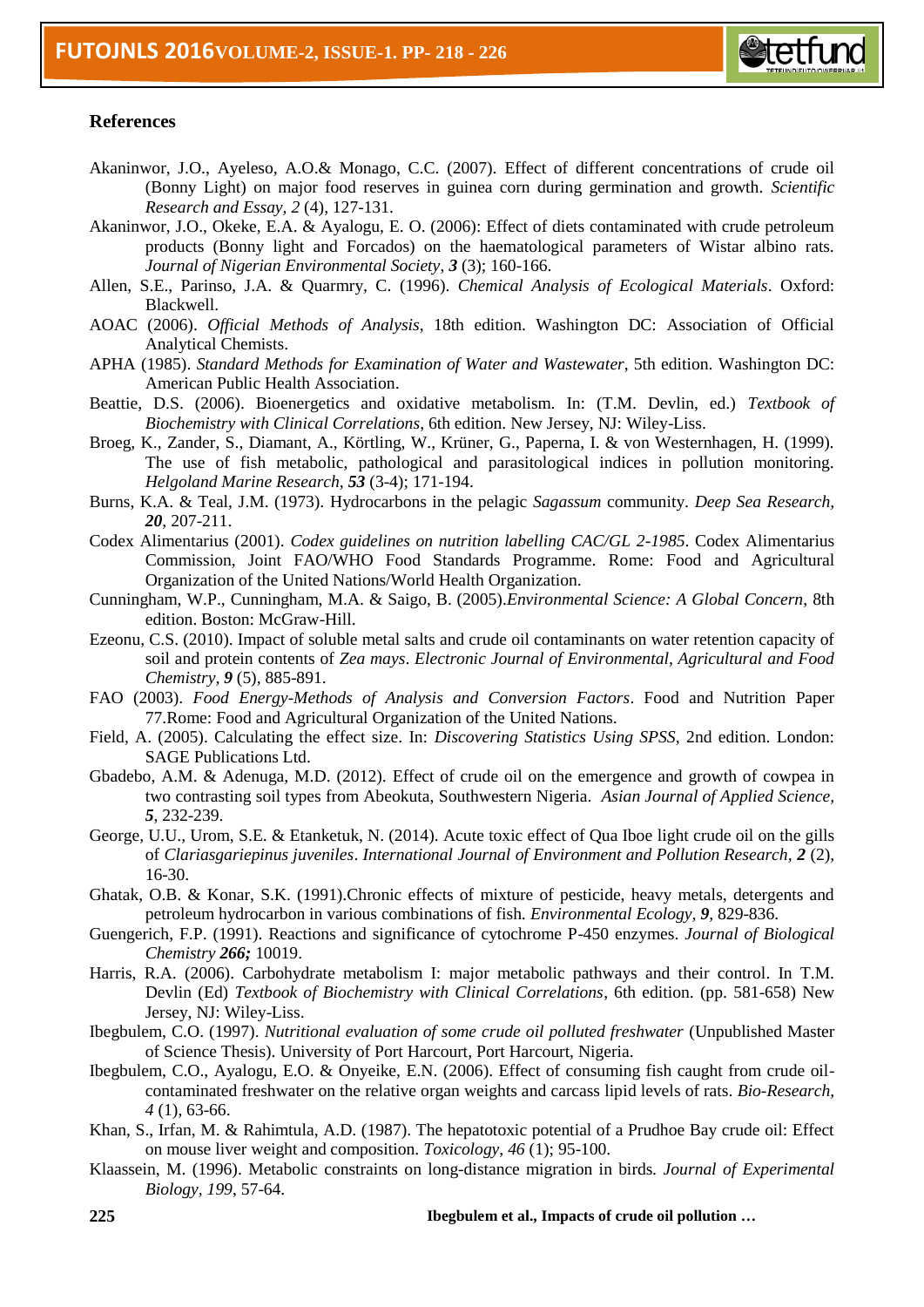## References

Akaninwor, J.O., Ayeleso, A.O.& Monago, C.C. (2007). Effect of different concentrations of crude oil (Bonny Light) on major food reserves in guinea corn during germination and growth. *Scientific Research and Essay, 2* (4), 127-131.

Akaninwor, J.O., Okeke, E.A. & Ayalogu, E. O. (2006): Effect of diets contaminated with crude petroleum products (Bonny light and Forcados) on the haematological parameters of Wistar albino rats. *Journal of Nigerian Environmental Society*, ***3*** (3); 160-166.

Allen, S.E., Parinso, J.A. & Quarmry, C. (1996). *Chemical Analysis of Ecological Materials*. Oxford: Blackwell.

AOAC (2006). *Official Methods of Analysis*, 18th edition. Washington DC: Association of Official Analytical Chemists.

APHA (1985). *Standard Methods for Examination of Water and Wastewater*, 5th edition. Washington DC: American Public Health Association.

Beattie, D.S. (2006). Bioenergetics and oxidative metabolism. In: (T.M. Devlin, ed.) *Textbook of Biochemistry with Clinical Correlations*, 6th edition. New Jersey, NJ: Wiley-Liss.

Broeg, K., Zander, S., Diamant, A., Körtling, W., Krüner, G., Paperna, I. & von Westernhagen, H. (1999). The use of fish metabolic, pathological and parasitological indices in pollution monitoring. *Helgoland Marine Research*, ***53*** (3-4); 171-194.

Burns, K.A. & Teal, J.M. (1973). Hydrocarbons in the pelagic *Sagassum* community. *Deep Sea Research,* ***20***, 207-211.

Codex Alimentarius (2001). *Codex guidelines on nutrition labelling CAC/GL 2-1985*. Codex Alimentarius Commission, Joint FAO/WHO Food Standards Programme. Rome: Food and Agricultural Organization of the United Nations/World Health Organization.

Cunningham, W.P., Cunningham, M.A. & Saigo, B. (2005).*Environmental Science: A Global Concern*, 8th edition. Boston: McGraw-Hill.

Ezeonu, C.S. (2010). Impact of soluble metal salts and crude oil contaminants on water retention capacity of soil and protein contents of *Zea mays*. *Electronic Journal of Environmental, Agricultural and Food Chemistry,* ***9*** (5), 885-891.

FAO (2003). *Food Energy-Methods of Analysis and Conversion Factors*. Food and Nutrition Paper 77.Rome: Food and Agricultural Organization of the United Nations.

Field, A. (2005). Calculating the effect size. In: *Discovering Statistics Using SPSS*, 2nd edition. London: SAGE Publications Ltd.

Gbadebo, A.M. & Adenuga, M.D. (2012). Effect of crude oil on the emergence and growth of cowpea in two contrasting soil types from Abeokuta, Southwestern Nigeria. *Asian Journal of Applied Science,* ***5***, 232-239.

George, U.U., Urom, S.E. & Etanketuk, N. (2014). Acute toxic effect of Qua Iboe light crude oil on the gills of *Clariasgariepinus juveniles*. *International Journal of Environment and Pollution Research*, ***2*** (2), 16-30.

Ghatak, O.B. & Konar, S.K. (1991).Chronic effects of mixture of pesticide, heavy metals, detergents and petroleum hydrocarbon in various combinations of fish. *Environmental Ecology,* ***9***, 829-836.

Guengerich, F.P. (1991). Reactions and significance of cytochrome P-450 enzymes. *Journal of Biological Chemistry* ***266;*** 10019.

Harris, R.A. (2006). Carbohydrate metabolism I: major metabolic pathways and their control. In T.M. Devlin (Ed) *Textbook of Biochemistry with Clinical Correlations*, 6th edition. (pp. 581-658) New Jersey, NJ: Wiley-Liss.

Ibegbulem, C.O. (1997). *Nutritional evaluation of some crude oil polluted freshwater* (Unpublished Master of Science Thesis). University of Port Harcourt, Port Harcourt, Nigeria.

Ibegbulem, C.O., Ayalogu, E.O. & Onyeike, E.N. (2006). Effect of consuming fish caught from crude oil-contaminated freshwater on the relative organ weights and carcass lipid levels of rats. *Bio-Research, 4* (1), 63-66.

Khan, S., Irfan, M. & Rahimtula, A.D. (1987). The hepatotoxic potential of a Prudhoe Bay crude oil: Effect on mouse liver weight and composition. *Toxicology, 46* (1); 95-100.

Klaassein, M. (1996). Metabolic constraints on long-distance migration in birds. *Journal of Experimental Biology, 199*, 57-64.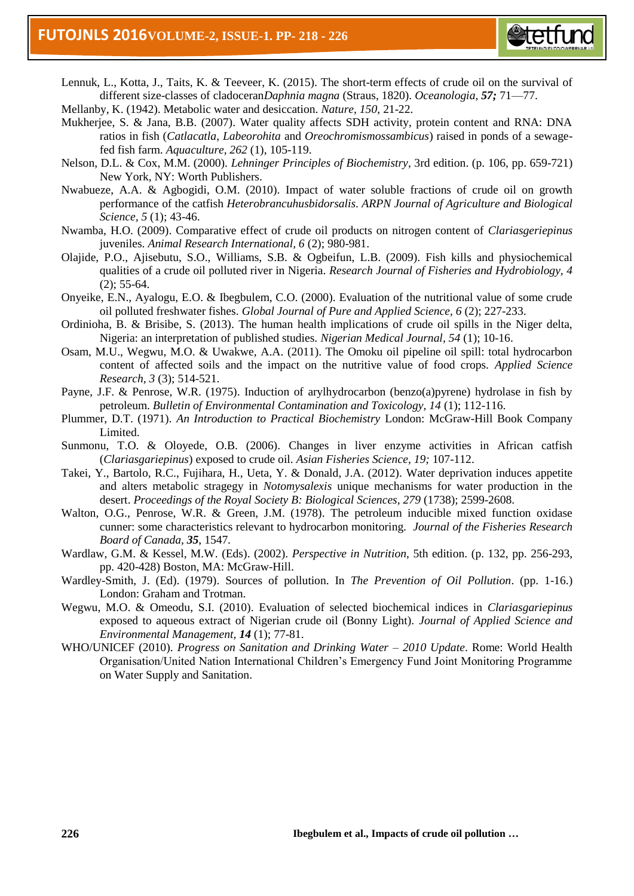Lennuk, L., Kotta, J., Taits, K. & Teeveer, K. (2015). The short-term effects of crude oil on the survival of different size-classes of cladoceran*Daphnia magna* (Straus, 1820). *Oceanologia, **57;*** 71—77.

Mellanby, K. (1942). Metabolic water and desiccation. *Nature, 150*, 21-22.

Mukherjee, S. & Jana, B.B. (2007). Water quality affects SDH activity, protein content and RNA: DNA ratios in fish (*Catlacatla, Labeorohita* and *Oreochromismossambicus*) raised in ponds of a sewage-fed fish farm. *Aquaculture, 262* (1), 105-119.

Nelson, D.L. & Cox, M.M. (2000). *Lehninger Principles of Biochemistry*, 3rd edition. (p. 106, pp. 659-721) New York, NY: Worth Publishers.

Nwabueze, A.A. & Agbogidi, O.M. (2010). Impact of water soluble fractions of crude oil on growth performance of the catfish *Heterobrancuhusbidorsalis*. *ARPN Journal of Agriculture and Biological Science, 5* (1); 43-46.

Nwamba, H.O. (2009). Comparative effect of crude oil products on nitrogen content of *Clariasgeriepinus* juveniles. *Animal Research International, 6* (2); 980-981.

Olajide, P.O., Ajisebutu, S.O., Williams, S.B. & Ogbeifun, L.B. (2009). Fish kills and physiochemical qualities of a crude oil polluted river in Nigeria. *Research Journal of Fisheries and Hydrobiology, 4* (2); 55-64.

Onyeike, E.N., Ayalogu, E.O. & Ibegbulem, C.O. (2000). Evaluation of the nutritional value of some crude oil polluted freshwater fishes. *Global Journal of Pure and Applied Science, 6* (2); 227-233.

Ordinioha, B. & Brisibe, S. (2013). The human health implications of crude oil spills in the Niger delta, Nigeria: an interpretation of published studies. *Nigerian Medical Journal, 54* (1); 10-16.

Osam, M.U., Wegwu, M.O. & Uwakwe, A.A. (2011). The Omoku oil pipeline oil spill: total hydrocarbon content of affected soils and the impact on the nutritive value of food crops. *Applied Science Research, 3* (3); 514-521.

Payne, J.F. & Penrose, W.R. (1975). Induction of arylhydrocarbon (benzo(a)pyrene) hydrolase in fish by petroleum. *Bulletin of Environmental Contamination and Toxicology, 14* (1); 112-116.

Plummer, D.T. (1971). *An Introduction to Practical Biochemistry* London: McGraw-Hill Book Company Limited.

Sunmonu, T.O. & Oloyede, O.B. (2006). Changes in liver enzyme activities in African catfish (*Clariasgariepinus*) exposed to crude oil. *Asian Fisheries Science, 19;* 107-112.

Takei, Y., Bartolo, R.C., Fujihara, H., Ueta, Y. & Donald, J.A. (2012). Water deprivation induces appetite and alters metabolic stragegy in *Notomysalexis* unique mechanisms for water production in the desert. *Proceedings of the Royal Society B: Biological Sciences, 279* (1738); 2599-2608.

Walton, O.G., Penrose, W.R. & Green, J.M. (1978). The petroleum inducible mixed function oxidase cunner: some characteristics relevant to hydrocarbon monitoring. *Journal of the Fisheries Research Board of Canada, **35***, 1547.

Wardlaw, G.M. & Kessel, M.W. (Eds). (2002). *Perspective in Nutrition*, 5th edition. (p. 132, pp. 256-293, pp. 420-428) Boston, MA: McGraw-Hill.

Wardley-Smith, J. (Ed). (1979). Sources of pollution. In *The Prevention of Oil Pollution*. (pp. 1-16.) London: Graham and Trotman.

Wegwu, M.O. & Omeodu, S.I. (2010). Evaluation of selected biochemical indices in *Clariasgariepinus* exposed to aqueous extract of Nigerian crude oil (Bonny Light). *Journal of Applied Science and Environmental Management, **14*** (1); 77-81.

WHO/UNICEF (2010). *Progress on Sanitation and Drinking Water – 2010 Update*. Rome: World Health Organisation/United Nation International Children's Emergency Fund Joint Monitoring Programme on Water Supply and Sanitation.